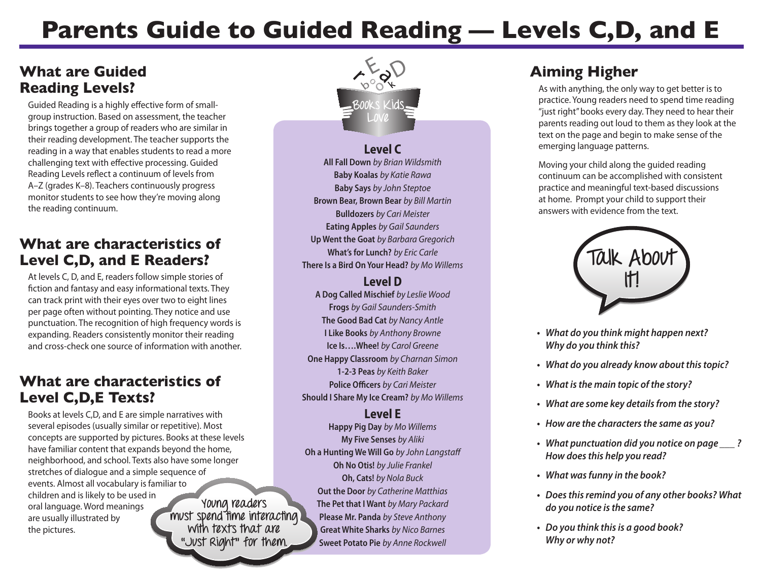# Parents Guide to Guided Reading — Levels C,D, and E

## What are Guided Reading Levels?

Guided Reading is a highly effective form of small-group instruction. Based on assessment, the teacher brings together a group of readers who are similar in their reading development. The teacher supports the reading in a way that enables students to read a more challenging text with effective processing. Guided Reading Levels reflect a continuum of levels from A–Z (grades K–8). Teachers continuously progress monitor students to see how they're moving along the reading continuum.

## What are characteristics of Level C,D, and E Readers?

At levels C, D, and E, readers follow simple stories of fiction and fantasy and easy informational texts. They can track print with their eyes over two to eight lines per page often without pointing. They notice and use punctuation. The recognition of high frequency words is expanding. Readers consistently monitor their reading and cross-check one source of information with another.

## What are characteristics of Level C,D,E Texts?

Books at levels C,D, and E are simple narratives with several episodes (usually similar or repetitive). Most concepts are supported by pictures. Books at these levels have familiar content that expands beyond the home, neighborhood, and school. Texts also have some longer stretches of dialogue and a simple sequence of events. Almost all vocabulary is familiar to children and is likely to be used in oral language. Word meanings are usually illustrated by the pictures.

Young readers must spend time interacting with texts that are "Just Right" for them.

## Books Kids Love

### Level C

**All Fall Down** *by Brian Wildsmith*
**Baby Koalas** *by Katie Rawa*
**Baby Says** *by John Steptoe*
**Brown Bear, Brown Bear** *by Bill Martin*
**Bulldozers** *by Cari Meister*
**Eating Apples** *by Gail Saunders*
**Up Went the Goat** *by Barbara Gregorich*
**What's for Lunch?** *by Eric Carle*
**There Is a Bird On Your Head?** *by Mo Willems*

### Level D

**A Dog Called Mischief** *by Leslie Wood*
**Frogs** *by Gail Saunders-Smith*
**The Good Bad Cat** *by Nancy Antle*
**I Like Books** *by Anthony Browne*
**Ice Is….Whee!** *by Carol Greene*
**One Happy Classroom** *by Charnan Simon*
**1-2-3 Peas** *by Keith Baker*
**Police Officers** *by Cari Meister*
**Should I Share My Ice Cream?** *by Mo Willems*

### Level E

**Happy Pig Day** *by Mo Willems*
**My Five Senses** *by Aliki*
**Oh a Hunting We Will Go** *by John Langstaff*
**Oh No Otis!** *by Julie Frankel*
**Oh, Cats!** *by Nola Buck*
**Out the Door** *by Catherine Matthias*
**The Pet that I Want** *by Mary Packard*
**Please Mr. Panda** *by Steve Anthony*
**Great White Sharks** *by Nico Barnes*
**Sweet Potato Pie** *by Anne Rockwell*

## Aiming Higher

As with anything, the only way to get better is to practice. Young readers need to spend time reading "just right" books every day. They need to hear their parents reading out loud to them as they look at the text on the page and begin to make sense of the emerging language patterns.

Moving your child along the guided reading continuum can be accomplished with consistent practice and meaningful text-based discussions at home. Prompt your child to support their answers with evidence from the text.

### Talk About It!

- ***What do you think might happen next? Why do you think this?***
- ***What do you already know about this topic?***
- ***What is the main topic of the story?***
- ***What are some key details from the story?***
- ***How are the characters the same as you?***
- ***What punctuation did you notice on page ___ ? How does this help you read?***
- ***What was funny in the book?***
- ***Does this remind you of any other books? What do you notice is the same?***
- ***Do you think this is a good book? Why or why not?***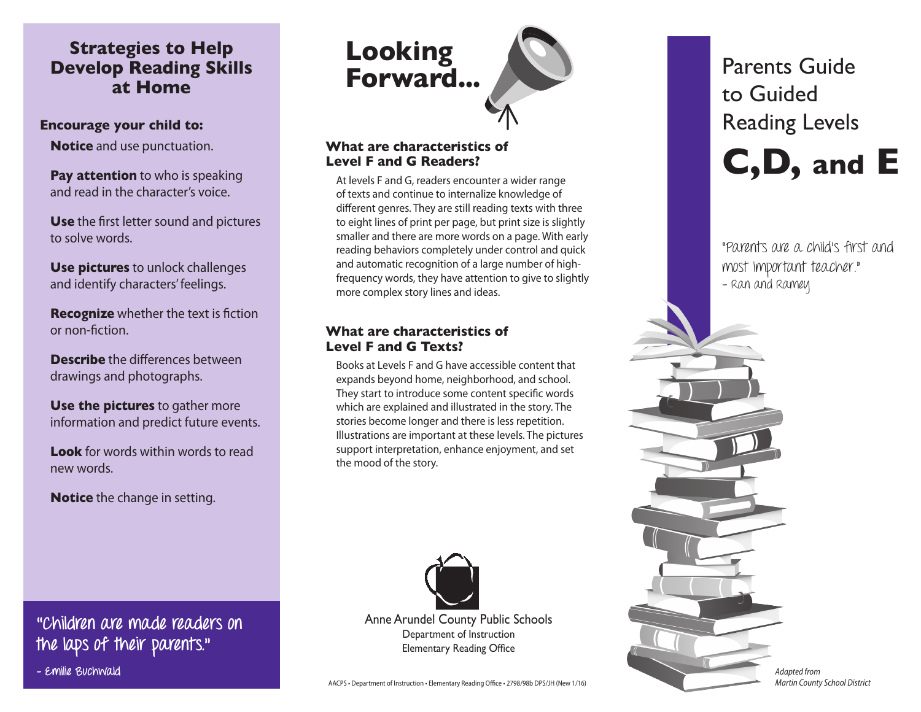## Strategies to Help Develop Reading Skills at Home

**Encourage your child to:**

**Notice** and use punctuation.

**Pay attention** to who is speaking and read in the character's voice.

**Use** the first letter sound and pictures to solve words.

**Use pictures** to unlock challenges and identify characters' feelings.

**Recognize** whether the text is fiction or non-fiction.

**Describe** the differences between drawings and photographs.

**Use the pictures** to gather more information and predict future events.

**Look** for words within words to read new words.

**Notice** the change in setting.

"Children are made readers on the laps of their parents."

- Emilie Buchwald

# Looking Forward...

### What are characteristics of Level F and G Readers?

At levels F and G, readers encounter a wider range of texts and continue to internalize knowledge of different genres. They are still reading texts with three to eight lines of print per page, but print size is slightly smaller and there are more words on a page. With early reading behaviors completely under control and quick and automatic recognition of a large number of high-frequency words, they have attention to give to slightly more complex story lines and ideas.

### What are characteristics of Level F and G Texts?

Books at Levels F and G have accessible content that expands beyond home, neighborhood, and school. They start to introduce some content specific words which are explained and illustrated in the story. The stories become longer and there is less repetition. Illustrations are important at these levels. The pictures support interpretation, enhance enjoyment, and set the mood of the story.

Anne Arundel County Public Schools
Department of Instruction
Elementary Reading Office

AACPS • Department of Instruction • Elementary Reading Office • 2798/98b DPS/JH (New 1/16)

# Parents Guide to Guided Reading Levels

# C, D, and E

"Parents are a child's first and most important teacher."
- Ran and Ramey

*Adapted from Martin County School District*